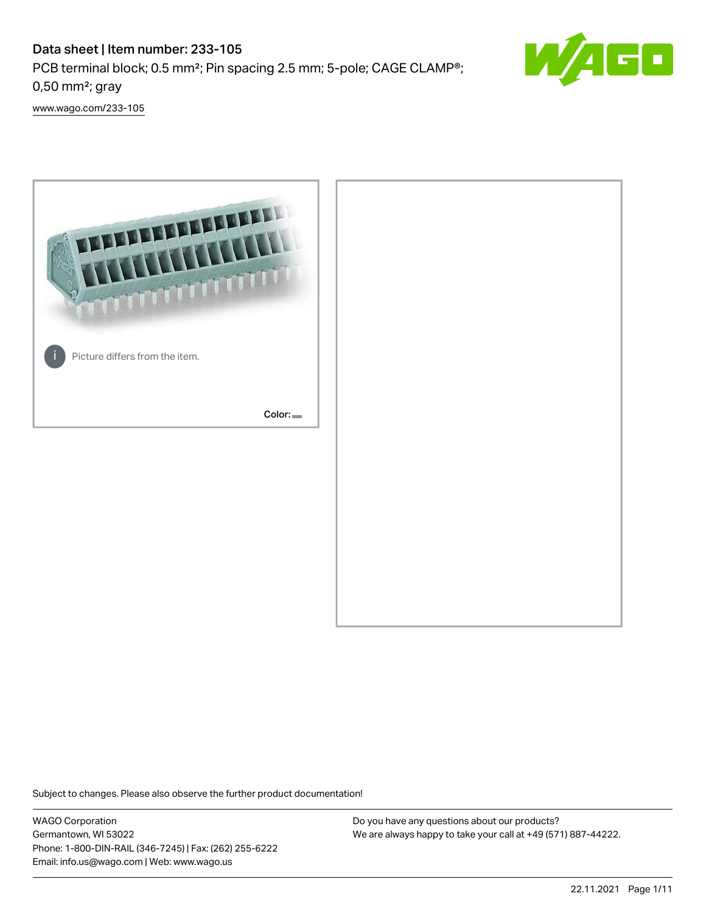# Data sheet | Item number: 233-105

PCB terminal block; 0.5 mm²; Pin spacing 2.5 mm; 5-pole; CAGE CLAMP®; 0,50 mm²; gray

www.wago.com/233-105

Picture differs from the item.

Color:

Subject to changes. Please also observe the further product documentation!

WAGO Corporation
Germantown, WI 53022
Phone: 1-800-DIN-RAIL (346-7245) | Fax: (262) 255-6222
Email: info.us@wago.com | Web: www.wago.us

Do you have any questions about our products?
We are always happy to take your call at +49 (571) 887-44222.

22.11.2021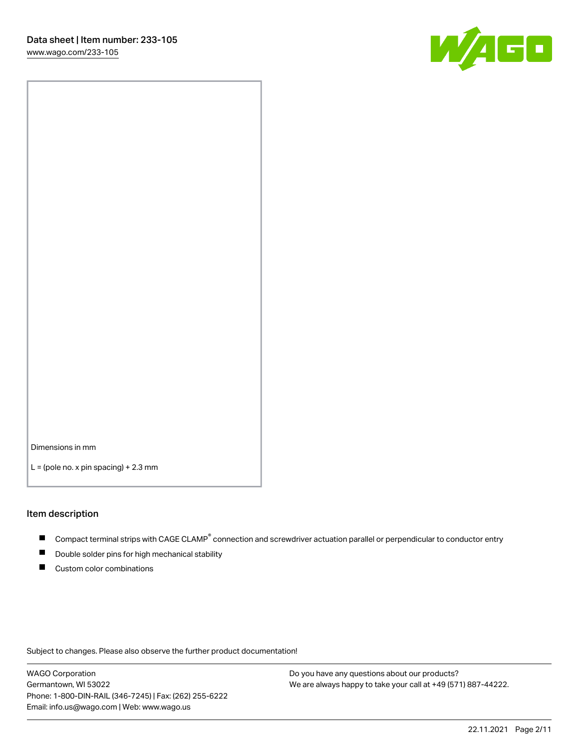Dimensions in mm

L = (pole no. x pin spacing) + 2.3 mm

## Item description

- Compact terminal strips with CAGE CLAMP® connection and screwdriver actuation parallel or perpendicular to conductor entry
- Double solder pins for high mechanical stability
- Custom color combinations

Subject to changes. Please also observe the further product documentation!

WAGO Corporation
Germantown, WI 53022
Phone: 1-800-DIN-RAIL (346-7245) | Fax: (262) 255-6222
Email: info.us@wago.com | Web: www.wago.us

Do you have any questions about our products?
We are always happy to take your call at +49 (571) 887-44222.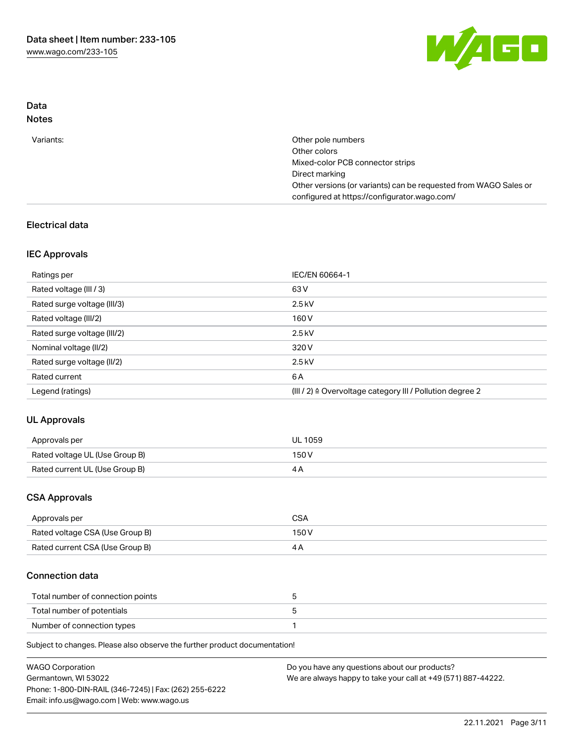## Data
## Notes

| | |
|---|---|
| Variants: | Other pole numbers<br>Other colors<br>Mixed-color PCB connector strips<br>Direct marking<br>Other versions (or variants) can be requested from WAGO Sales or configured at https://configurator.wago.com/ |

## Electrical data

### IEC Approvals

| | |
|---|---|
| Ratings per | IEC/EN 60664-1 |
| Rated voltage (III / 3) | 63 V |
| Rated surge voltage (III/3) | 2.5 kV |
| Rated voltage (III/2) | 160 V |
| Rated surge voltage (III/2) | 2.5 kV |
| Nominal voltage (II/2) | 320 V |
| Rated surge voltage (II/2) | 2.5 kV |
| Rated current | 6 A |
| Legend (ratings) | (III / 2) ≙ Overvoltage category III / Pollution degree 2 |

### UL Approvals

| | |
|---|---|
| Approvals per | UL 1059 |
| Rated voltage UL (Use Group B) | 150 V |
| Rated current UL (Use Group B) | 4 A |

### CSA Approvals

| | |
|---|---|
| Approvals per | CSA |
| Rated voltage CSA (Use Group B) | 150 V |
| Rated current CSA (Use Group B) | 4 A |

### Connection data

| | |
|---|---|
| Total number of connection points | 5 |
| Total number of potentials | 5 |
| Number of connection types | 1 |

Subject to changes. Please also observe the further product documentation!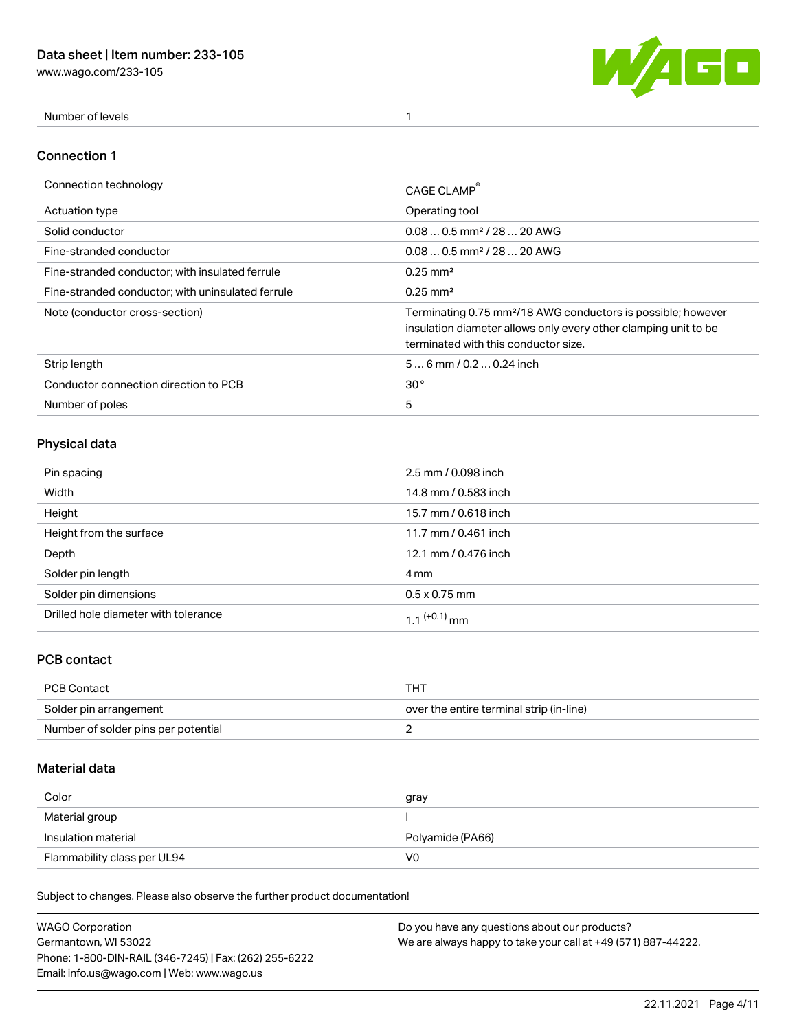| Number of levels | 1 |
| --- | --- |

## Connection 1

| Connection technology | CAGE CLAMP® |
| --- | --- |
| Actuation type | Operating tool |
| Solid conductor | 0.08 … 0.5 mm² / 28 … 20 AWG |
| Fine-stranded conductor | 0.08 … 0.5 mm² / 28 … 20 AWG |
| Fine-stranded conductor; with insulated ferrule | 0.25 mm² |
| Fine-stranded conductor; with uninsulated ferrule | 0.25 mm² |
| Note (conductor cross-section) | Terminating 0.75 mm²/18 AWG conductors is possible; however insulation diameter allows only every other clamping unit to be terminated with this conductor size. |
| Strip length | 5 … 6 mm / 0.2 … 0.24 inch |
| Conductor connection direction to PCB | 30 ° |
| Number of poles | 5 |

## Physical data

| Pin spacing | 2.5 mm / 0.098 inch |
| --- | --- |
| Width | 14.8 mm / 0.583 inch |
| Height | 15.7 mm / 0.618 inch |
| Height from the surface | 11.7 mm / 0.461 inch |
| Depth | 12.1 mm / 0.476 inch |
| Solder pin length | 4 mm |
| Solder pin dimensions | 0.5 x 0.75 mm |
| Drilled hole diameter with tolerance | $1.1^{(+0.1)}$ mm |

## PCB contact

| PCB Contact | THT |
| --- | --- |
| Solder pin arrangement | over the entire terminal strip (in-line) |
| Number of solder pins per potential | 2 |

## Material data

| Color | gray |
| --- | --- |
| Material group | I |
| Insulation material | Polyamide (PA66) |
| Flammability class per UL94 | V0 |

Subject to changes. Please also observe the further product documentation!

WAGO Corporation
Germantown, WI 53022
Phone: 1-800-DIN-RAIL (346-7245) | Fax: (262) 255-6222
Email: info.us@wago.com | Web: www.wago.us

Do you have any questions about our products?
We are always happy to take your call at +49 (571) 887-44222.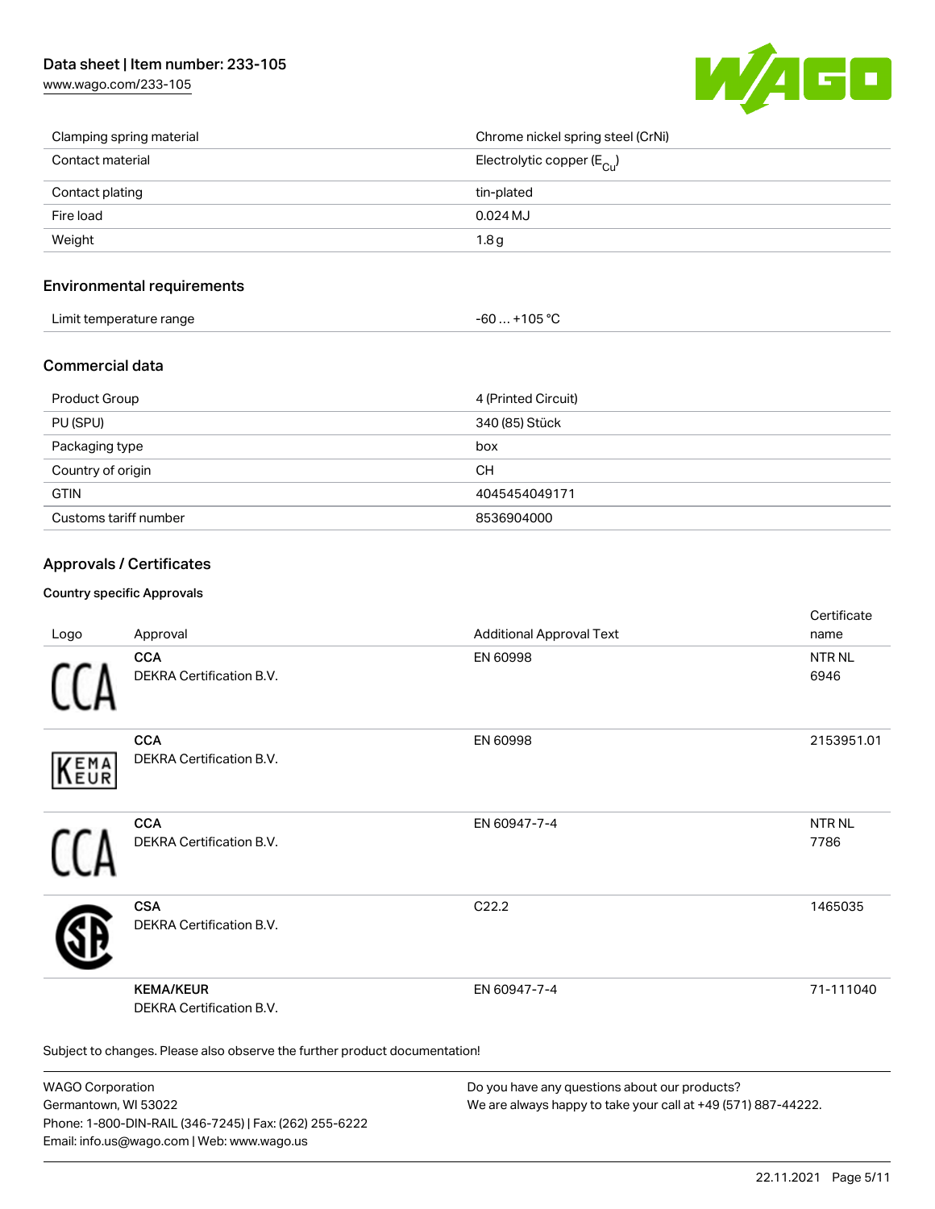| | |
|---|---|
| Clamping spring material | Chrome nickel spring steel (CrNi) |
| Contact material | Electrolytic copper ($E_{Cu}$) |
| Contact plating | tin-plated |
| Fire load | 0.024 MJ |
| Weight | 1.8 g |

## Environmental requirements

| | |
|---|---|
| Limit temperature range | -60 … +105 °C |

## Commercial data

| | |
|---|---|
| Product Group | 4 (Printed Circuit) |
| PU (SPU) | 340 (85) Stück |
| Packaging type | box |
| Country of origin | CH |
| GTIN | 4045454049171 |
| Customs tariff number | 8536904000 |

## Approvals / Certificates

### Country specific Approvals

| Logo | Approval | Additional Approval Text | Certificate name |
|---|---|---|---|
| | **CCA**<br>DEKRA Certification B.V. | EN 60998 | NTR NL 6946 |
| | **CCA**<br>DEKRA Certification B.V. | EN 60998 | 2153951.01 |
| | **CCA**<br>DEKRA Certification B.V. | EN 60947-7-4 | NTR NL 7786 |
| | **CSA**<br>DEKRA Certification B.V. | C22.2 | 1465035 |
| | **KEMA/KEUR**<br>DEKRA Certification B.V. | EN 60947-7-4 | 71-111040 |

Subject to changes. Please also observe the further product documentation!

WAGO Corporation
Germantown, WI 53022
Phone: 1-800-DIN-RAIL (346-7245) | Fax: (262) 255-6222
Email: info.us@wago.com | Web: www.wago.us

Do you have any questions about our products?
We are always happy to take your call at +49 (571) 887-44222.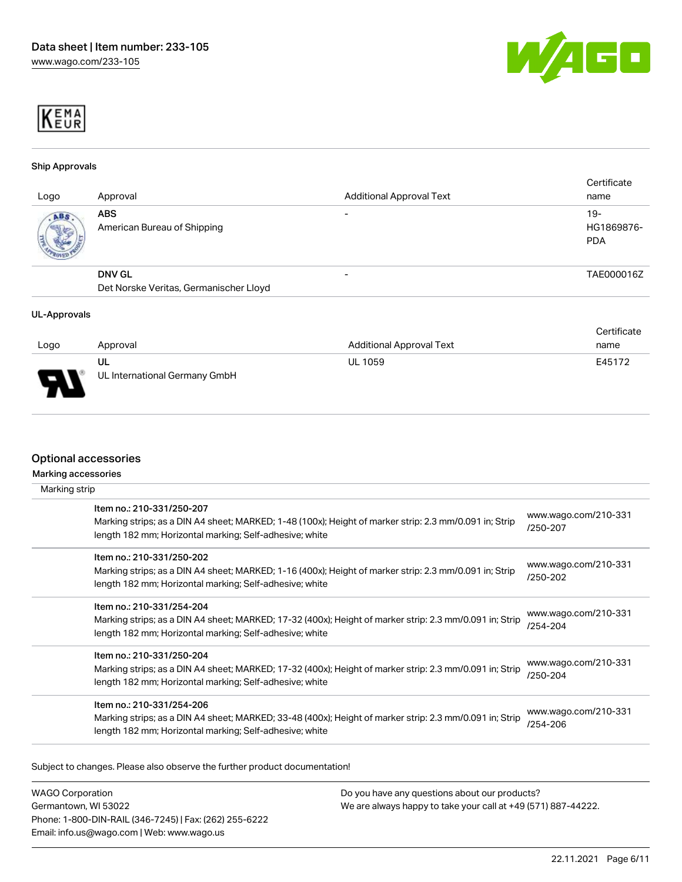### Ship Approvals

| Logo | Approval | Additional Approval Text | Certificate name |
|---|---|---|---|
| | **ABS**<br>American Bureau of Shipping | - | 19-HG1869876-PDA |
| | **DNV GL**<br>Det Norske Veritas, Germanischer Lloyd | - | TAE000016Z |

### UL-Approvals

| Logo | Approval | Additional Approval Text | Certificate name |
|---|---|---|---|
| | **UL**<br>UL International Germany GmbH | UL 1059 | E45172 |

## Optional accessories

### Marking accessories

Marking strip

| | Item | Link |
|---|---|---|
| | Item no.: 210-331/250-207<br>Marking strips; as a DIN A4 sheet; MARKED; 1-48 (100x); Height of marker strip: 2.3 mm/0.091 in; Strip length 182 mm; Horizontal marking; Self-adhesive; white | www.wago.com/210-331/250-207 |
| | Item no.: 210-331/250-202<br>Marking strips; as a DIN A4 sheet; MARKED; 1-16 (400x); Height of marker strip: 2.3 mm/0.091 in; Strip length 182 mm; Horizontal marking; Self-adhesive; white | www.wago.com/210-331/250-202 |
| | Item no.: 210-331/254-204<br>Marking strips; as a DIN A4 sheet; MARKED; 17-32 (400x); Height of marker strip: 2.3 mm/0.091 in; Strip length 182 mm; Horizontal marking; Self-adhesive; white | www.wago.com/210-331/254-204 |
| | Item no.: 210-331/250-204<br>Marking strips; as a DIN A4 sheet; MARKED; 17-32 (400x); Height of marker strip: 2.3 mm/0.091 in; Strip length 182 mm; Horizontal marking; Self-adhesive; white | www.wago.com/210-331/250-204 |
| | Item no.: 210-331/254-206<br>Marking strips; as a DIN A4 sheet; MARKED; 33-48 (400x); Height of marker strip: 2.3 mm/0.091 in; Strip length 182 mm; Horizontal marking; Self-adhesive; white | www.wago.com/210-331/254-206 |

Subject to changes. Please also observe the further product documentation!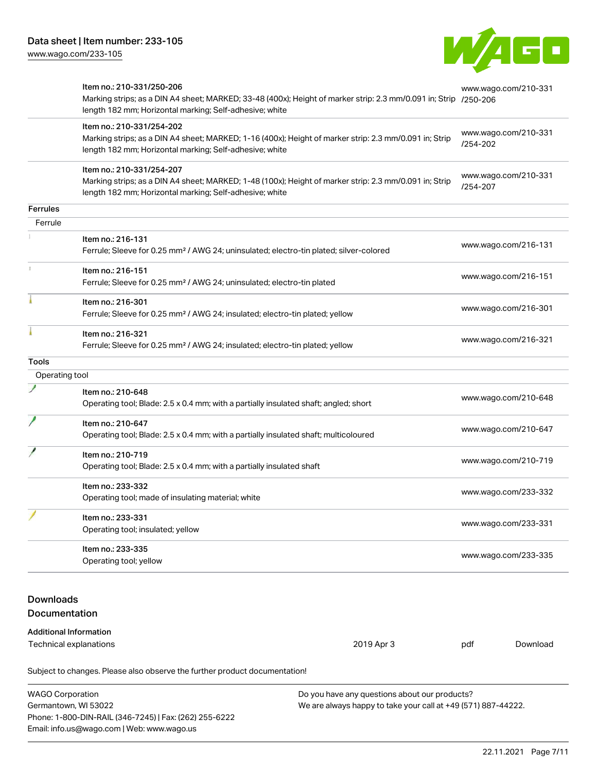| | | |
|---|---|---|
| | Item no.: 210-331/250-206<br>Marking strips; as a DIN A4 sheet; MARKED; 33-48 (400x); Height of marker strip: 2.3 mm/0.091 in; Strip length 182 mm; Horizontal marking; Self-adhesive; white | www.wago.com/210-331/250-206 |
| | Item no.: 210-331/254-202<br>Marking strips; as a DIN A4 sheet; MARKED; 1-16 (400x); Height of marker strip: 2.3 mm/0.091 in; Strip length 182 mm; Horizontal marking; Self-adhesive; white | www.wago.com/210-331/254-202 |
| | Item no.: 210-331/254-207<br>Marking strips; as a DIN A4 sheet; MARKED; 1-48 (100x); Height of marker strip: 2.3 mm/0.091 in; Strip length 182 mm; Horizontal marking; Self-adhesive; white | www.wago.com/210-331/254-207 |
| **Ferrules** | | |
| Ferrule | | |
| | Item no.: 216-131<br>Ferrule; Sleeve for 0.25 mm² / AWG 24; uninsulated; electro-tin plated; silver-colored | www.wago.com/216-131 |
| | Item no.: 216-151<br>Ferrule; Sleeve for 0.25 mm² / AWG 24; uninsulated; electro-tin plated | www.wago.com/216-151 |
| | Item no.: 216-301<br>Ferrule; Sleeve for 0.25 mm² / AWG 24; insulated; electro-tin plated; yellow | www.wago.com/216-301 |
| | Item no.: 216-321<br>Ferrule; Sleeve for 0.25 mm² / AWG 24; insulated; electro-tin plated; yellow | www.wago.com/216-321 |
| **Tools** | | |
| Operating tool | | |
| | Item no.: 210-648<br>Operating tool; Blade: 2.5 x 0.4 mm; with a partially insulated shaft; angled; short | www.wago.com/210-648 |
| | Item no.: 210-647<br>Operating tool; Blade: 2.5 x 0.4 mm; with a partially insulated shaft; multicoloured | www.wago.com/210-647 |
| | Item no.: 210-719<br>Operating tool; Blade: 2.5 x 0.4 mm; with a partially insulated shaft | www.wago.com/210-719 |
| | Item no.: 233-332<br>Operating tool; made of insulating material; white | www.wago.com/233-332 |
| | Item no.: 233-331<br>Operating tool; insulated; yellow | www.wago.com/233-331 |
| | Item no.: 233-335<br>Operating tool; yellow | www.wago.com/233-335 |

## Downloads

## Documentation

**Additional Information**

| | | | |
|---|---|---|---|
| Technical explanations | 2019 Apr 3 | pdf | Download |

Subject to changes. Please also observe the further product documentation!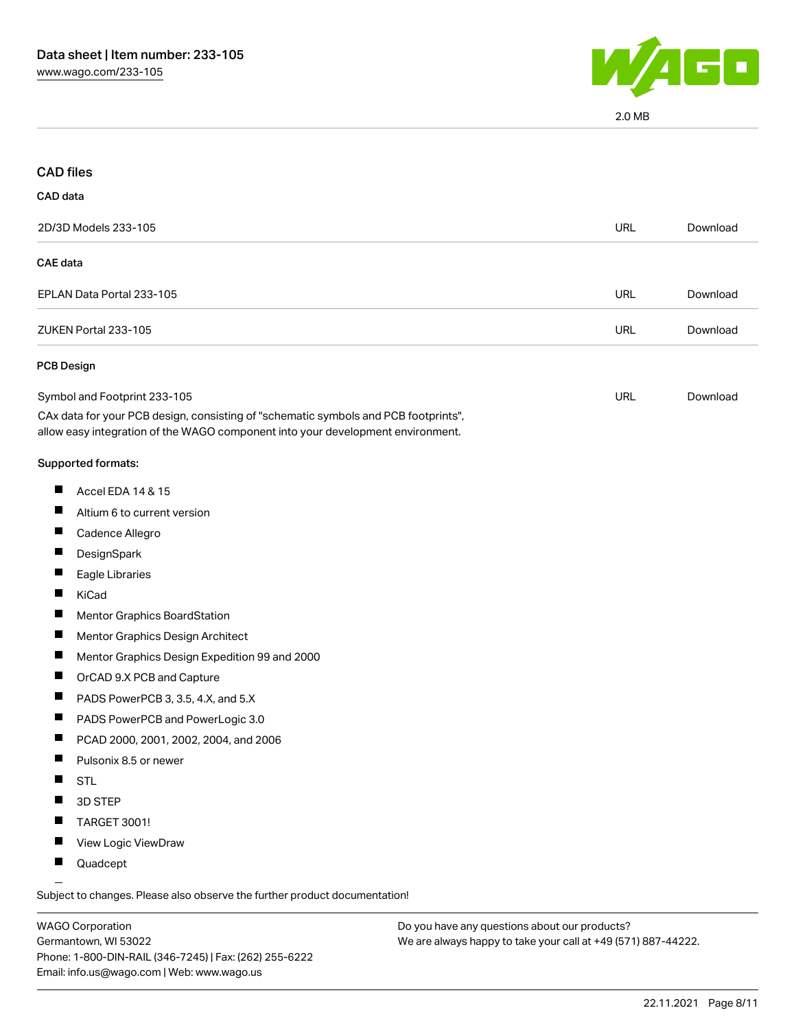2.0 MB

## CAD files

### CAD data

| | | |
|---|---|---|
| 2D/3D Models 233-105 | URL | Download |

### CAE data

| | | |
|---|---|---|
| EPLAN Data Portal 233-105 | URL | Download |
| ZUKEN Portal 233-105 | URL | Download |

### PCB Design

| | | |
|---|---|---|
| Symbol and Footprint 233-105 | URL | Download |

CAx data for your PCB design, consisting of "schematic symbols and PCB footprints", allow easy integration of the WAGO component into your development environment.

Supported formats:

- Accel EDA 14 & 15
- Altium 6 to current version
- Cadence Allegro
- DesignSpark
- Eagle Libraries
- KiCad
- Mentor Graphics BoardStation
- Mentor Graphics Design Architect
- Mentor Graphics Design Expedition 99 and 2000
- OrCAD 9.X PCB and Capture
- PADS PowerPCB 3, 3.5, 4.X, and 5.X
- PADS PowerPCB and PowerLogic 3.0
- PCAD 2000, 2001, 2002, 2004, and 2006
- Pulsonix 8.5 or newer
- STL
- 3D STEP
- TARGET 3001!
- View Logic ViewDraw
- Quadcept

Subject to changes. Please also observe the further product documentation!

WAGO Corporation
Germantown, WI 53022
Phone: 1-800-DIN-RAIL (346-7245) | Fax: (262) 255-6222
Email: info.us@wago.com | Web: www.wago.us

Do you have any questions about our products?
We are always happy to take your call at +49 (571) 887-44222.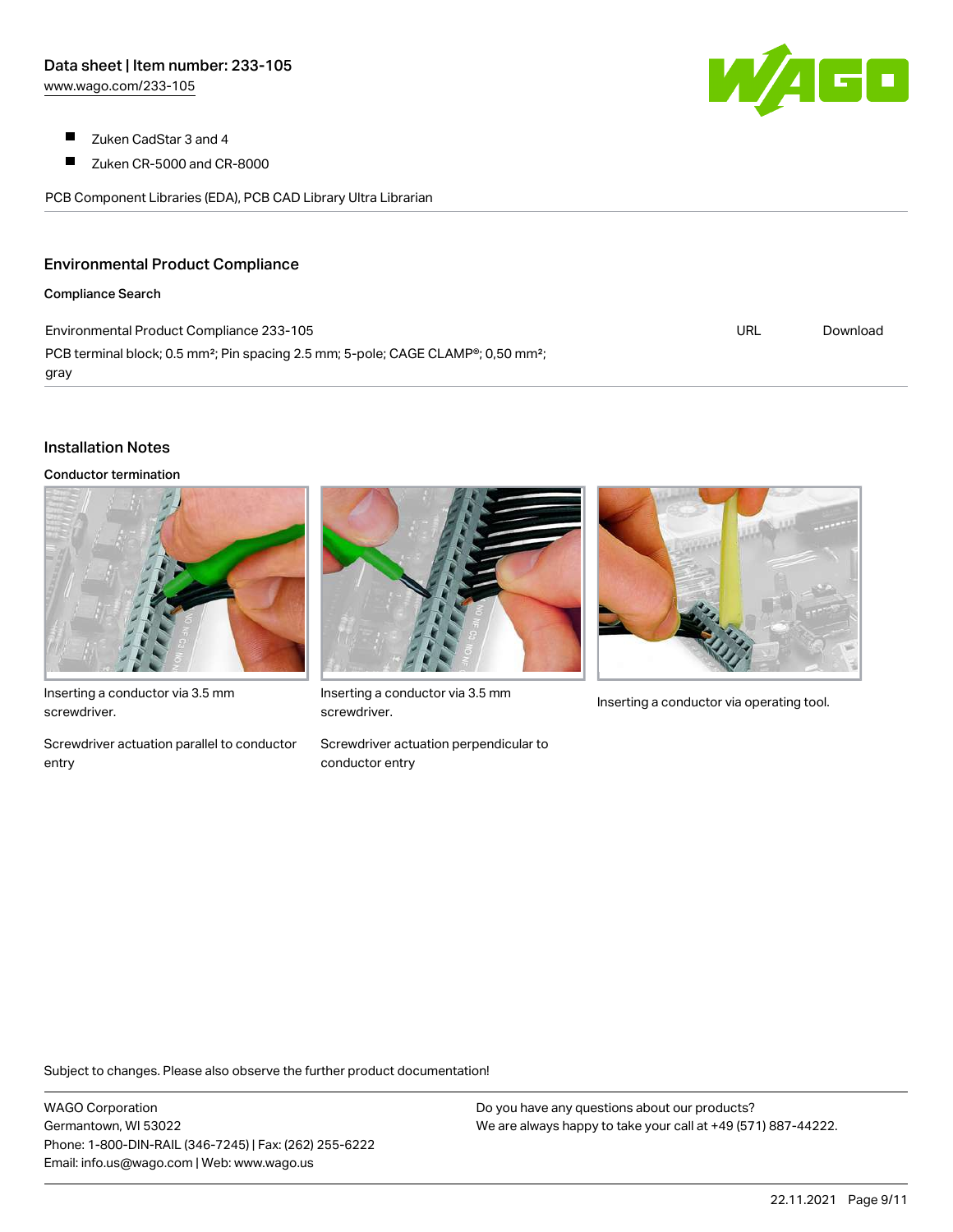- Zuken CadStar 3 and 4
- Zuken CR-5000 and CR-8000

PCB Component Libraries (EDA), PCB CAD Library Ultra Librarian

## Environmental Product Compliance

### Compliance Search

| Environmental Product Compliance 233-105 | URL | Download |
| --- | --- | --- |
| PCB terminal block; 0.5 mm²; Pin spacing 2.5 mm; 5-pole; CAGE CLAMP®; 0,50 mm²; gray | | |

## Installation Notes

### Conductor termination

Inserting a conductor via 3.5 mm screwdriver.

Screwdriver actuation parallel to conductor entry

Inserting a conductor via 3.5 mm screwdriver.

Screwdriver actuation perpendicular to conductor entry

Inserting a conductor via operating tool.

Subject to changes. Please also observe the further product documentation!

WAGO Corporation
Germantown, WI 53022
Phone: 1-800-DIN-RAIL (346-7245) | Fax: (262) 255-6222
Email: info.us@wago.com | Web: www.wago.us

Do you have any questions about our products?
We are always happy to take your call at +49 (571) 887-44222.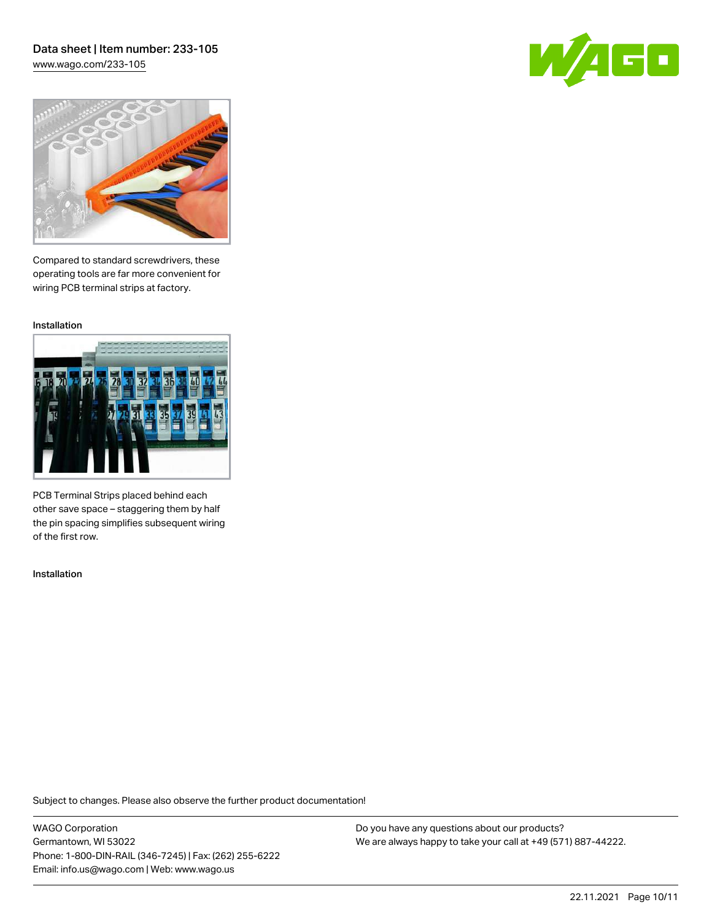Compared to standard screwdrivers, these operating tools are far more convenient for wiring PCB terminal strips at factory.

Installation

PCB Terminal Strips placed behind each other save space – staggering them by half the pin spacing simplifies subsequent wiring of the first row.

Installation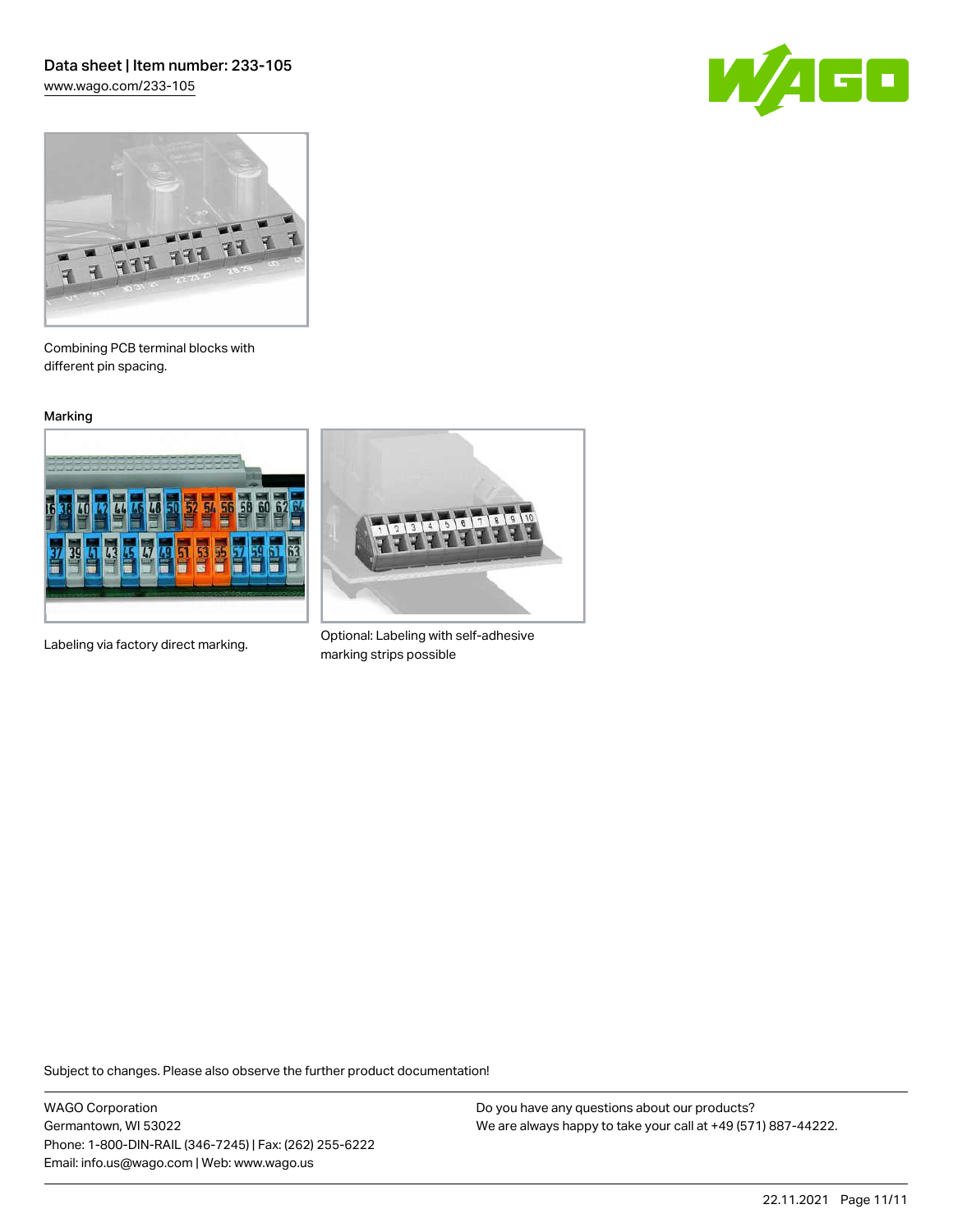Combining PCB terminal blocks with different pin spacing.

Marking

Labeling via factory direct marking.

Optional: Labeling with self-adhesive marking strips possible

Subject to changes. Please also observe the further product documentation!

WAGO Corporation
Germantown, WI 53022
Phone: 1-800-DIN-RAIL (346-7245) | Fax: (262) 255-6222
Email: info.us@wago.com | Web: www.wago.us

Do you have any questions about our products?
We are always happy to take your call at +49 (571) 887-44222.